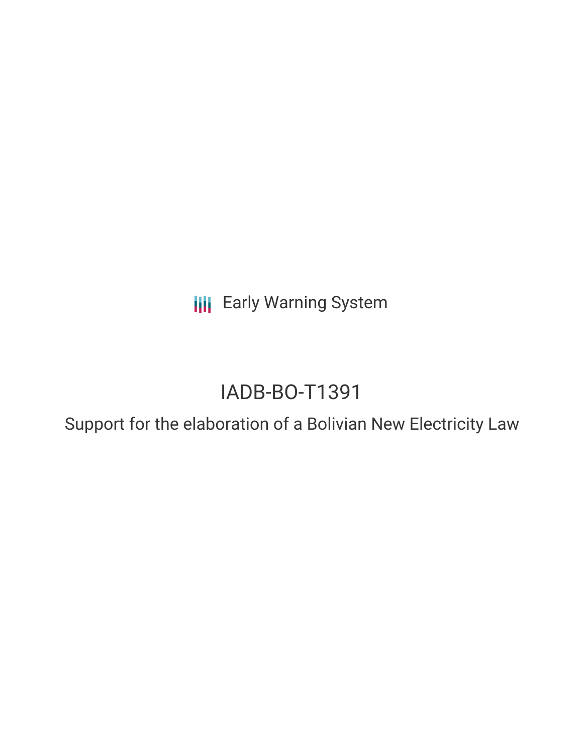Early Warning System

# IADB-BO-T1391

## Support for the elaboration of a Bolivian New Electricity Law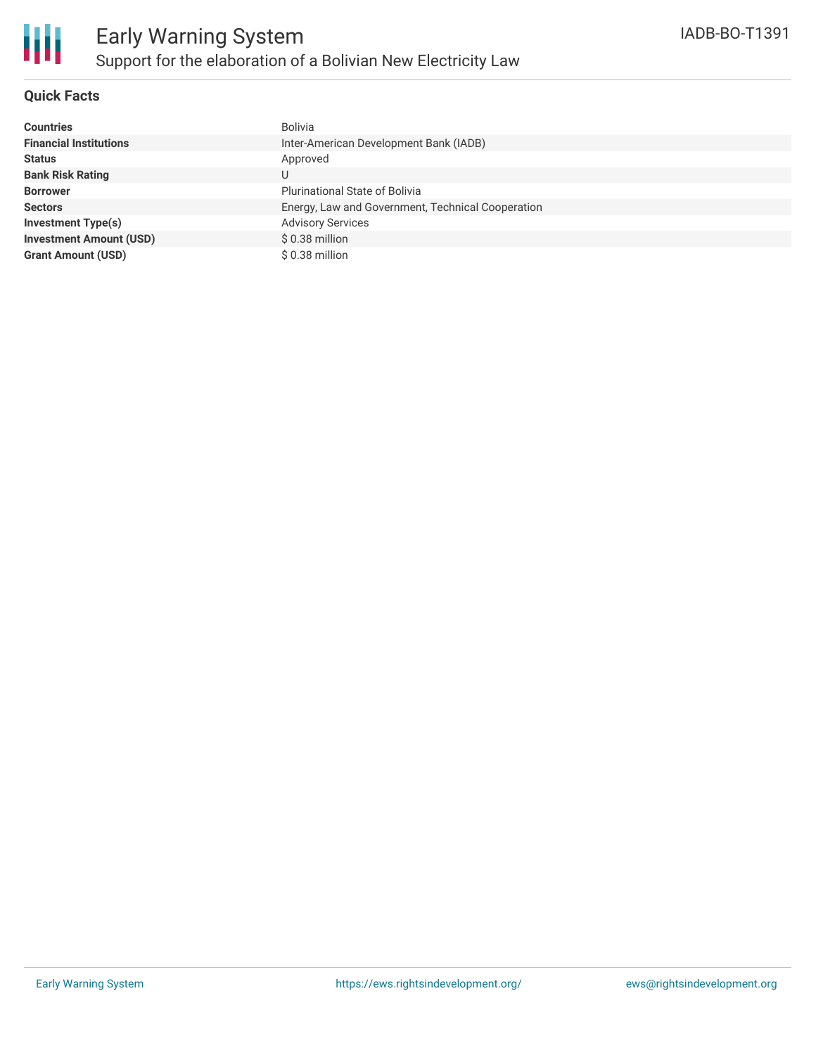# Early Warning System

## Support for the elaboration of a Bolivian New Electricity Law

IADB-BO-T1391

### Quick Facts

| | |
|---|---|
| **Countries** | Bolivia |
| **Financial Institutions** | Inter-American Development Bank (IADB) |
| **Status** | Approved |
| **Bank Risk Rating** | U |
| **Borrower** | Plurinational State of Bolivia |
| **Sectors** | Energy, Law and Government, Technical Cooperation |
| **Investment Type(s)** | Advisory Services |
| **Investment Amount (USD)** | $ 0.38 million |
| **Grant Amount (USD)** | $ 0.38 million |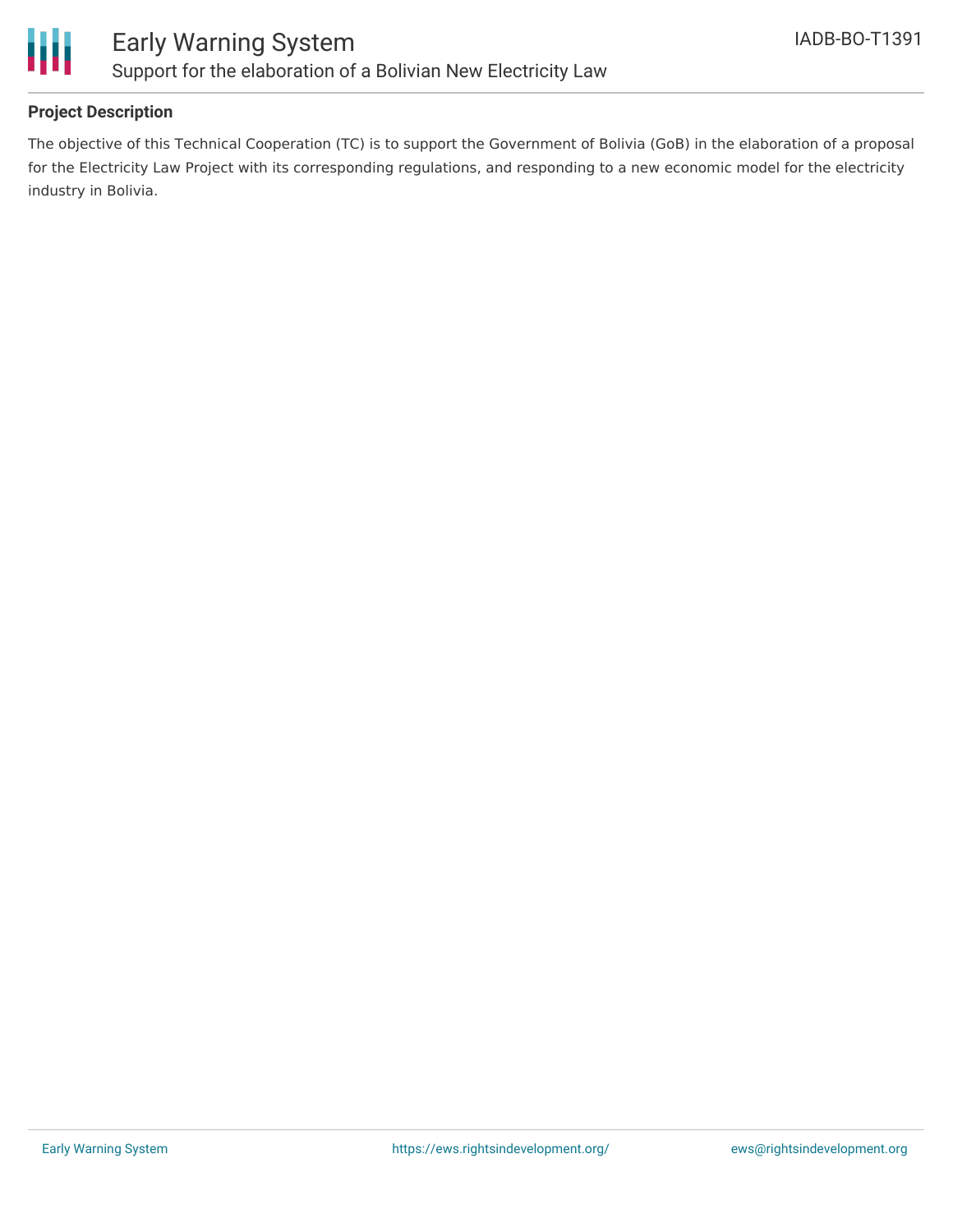## Project Description

The objective of this Technical Cooperation (TC) is to support the Government of Bolivia (GoB) in the elaboration of a proposal for the Electricity Law Project with its corresponding regulations, and responding to a new economic model for the electricity industry in Bolivia.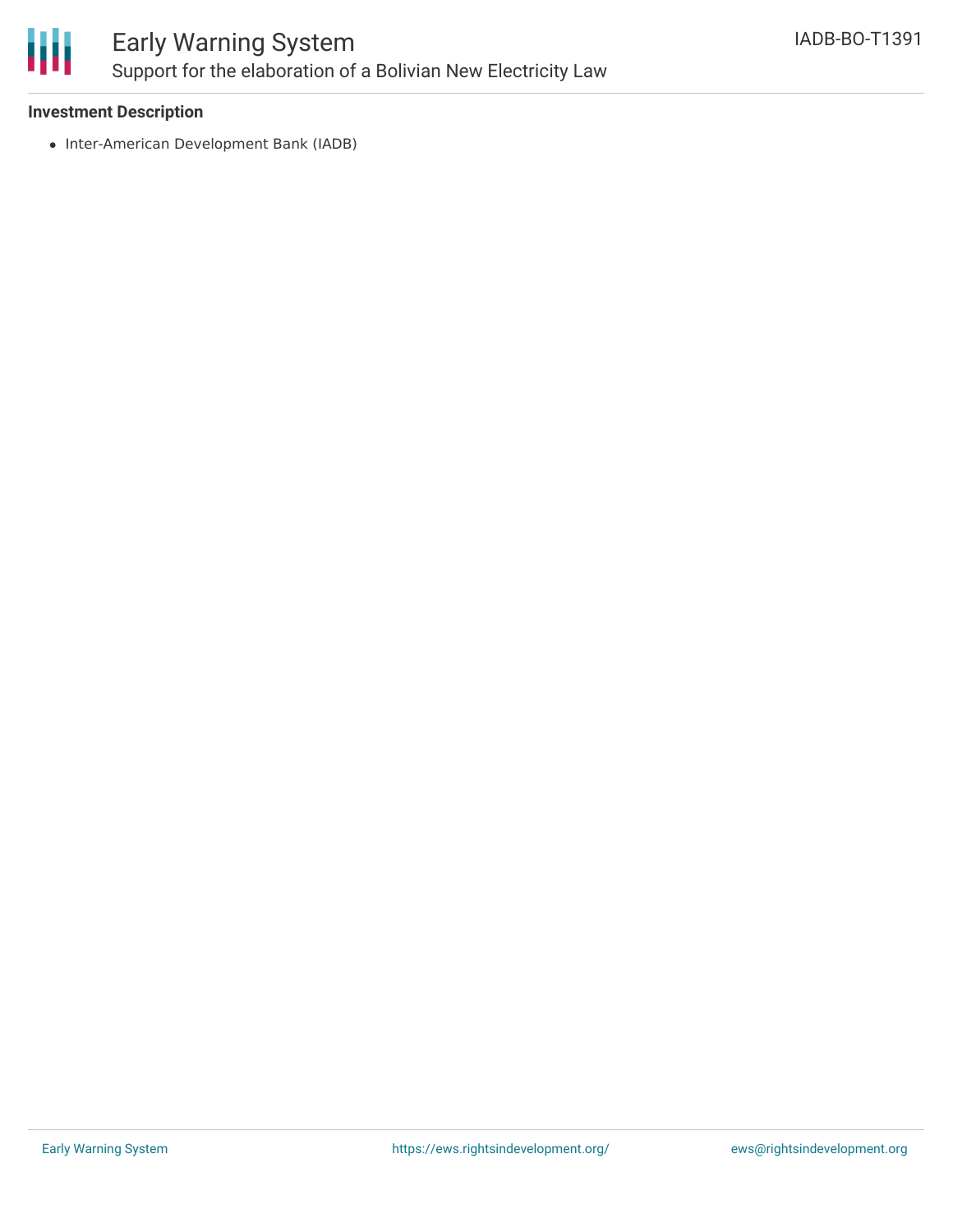**Investment Description**

- Inter-American Development Bank (IADB)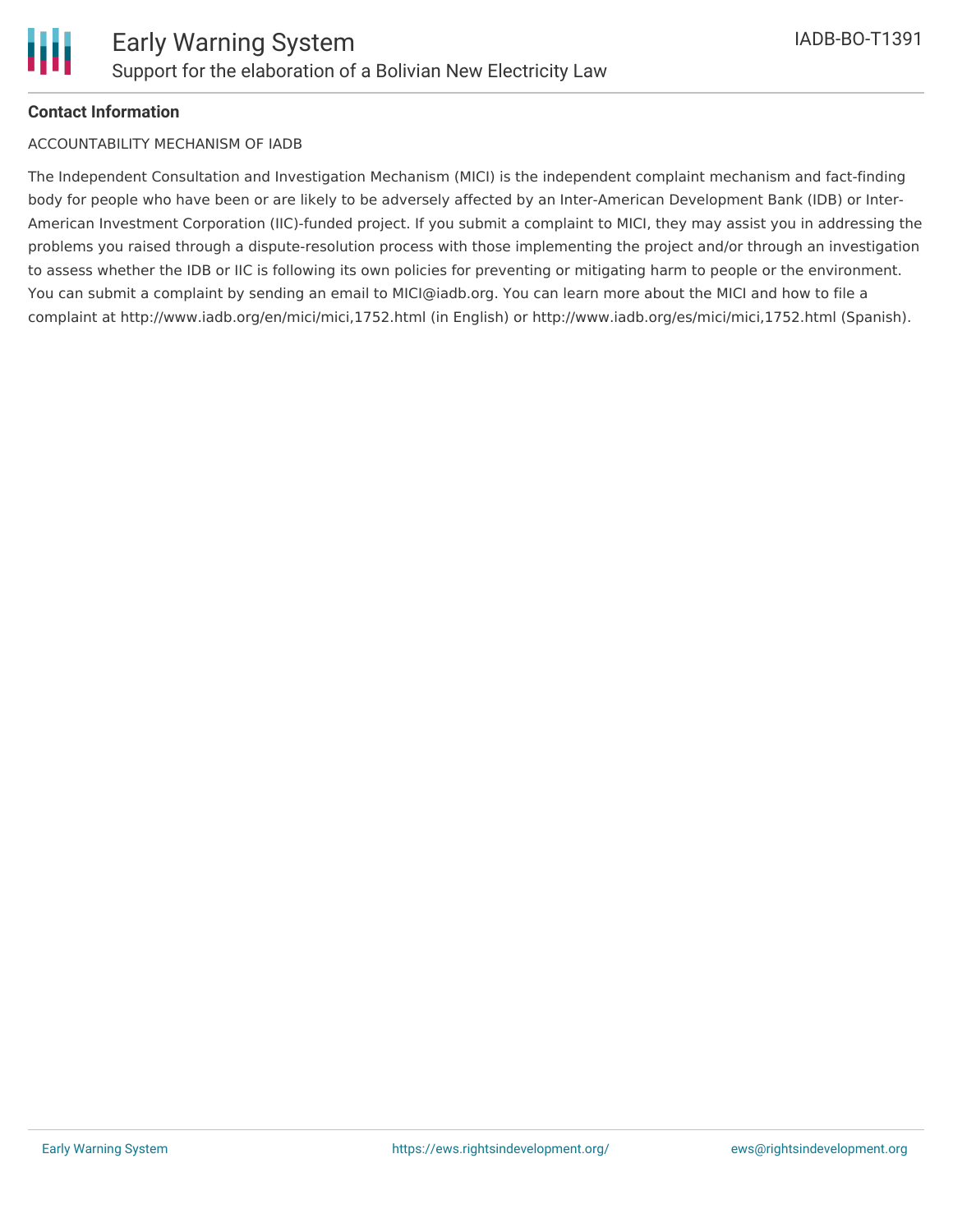**Contact Information**

ACCOUNTABILITY MECHANISM OF IADB

The Independent Consultation and Investigation Mechanism (MICI) is the independent complaint mechanism and fact-finding body for people who have been or are likely to be adversely affected by an Inter-American Development Bank (IDB) or Inter-American Investment Corporation (IIC)-funded project. If you submit a complaint to MICI, they may assist you in addressing the problems you raised through a dispute-resolution process with those implementing the project and/or through an investigation to assess whether the IDB or IIC is following its own policies for preventing or mitigating harm to people or the environment. You can submit a complaint by sending an email to MICI@iadb.org. You can learn more about the MICI and how to file a complaint at http://www.iadb.org/en/mici/mici,1752.html (in English) or http://www.iadb.org/es/mici/mici,1752.html (Spanish).